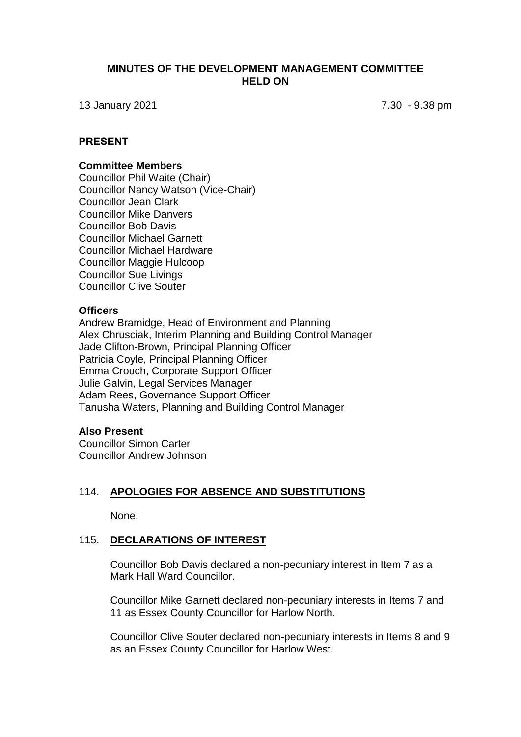# MINUTES OF THE DEVELOPMENT MANAGEMENT COMMITTEE HELD ON

13 January 2021 7.30 - 9.38 pm

## PRESENT

### Committee Members

Councillor Phil Waite (Chair)
Councillor Nancy Watson (Vice-Chair)
Councillor Jean Clark
Councillor Mike Danvers
Councillor Bob Davis
Councillor Michael Garnett
Councillor Michael Hardware
Councillor Maggie Hulcoop
Councillor Sue Livings
Councillor Clive Souter

### Officers

Andrew Bramidge, Head of Environment and Planning
Alex Chrusciak, Interim Planning and Building Control Manager
Jade Clifton-Brown, Principal Planning Officer
Patricia Coyle, Principal Planning Officer
Emma Crouch, Corporate Support Officer
Julie Galvin, Legal Services Manager
Adam Rees, Governance Support Officer
Tanusha Waters, Planning and Building Control Manager

### Also Present

Councillor Simon Carter
Councillor Andrew Johnson

## 114. APOLOGIES FOR ABSENCE AND SUBSTITUTIONS

None.

## 115. DECLARATIONS OF INTEREST

Councillor Bob Davis declared a non-pecuniary interest in Item 7 as a Mark Hall Ward Councillor.

Councillor Mike Garnett declared non-pecuniary interests in Items 7 and 11 as Essex County Councillor for Harlow North.

Councillor Clive Souter declared non-pecuniary interests in Items 8 and 9 as an Essex County Councillor for Harlow West.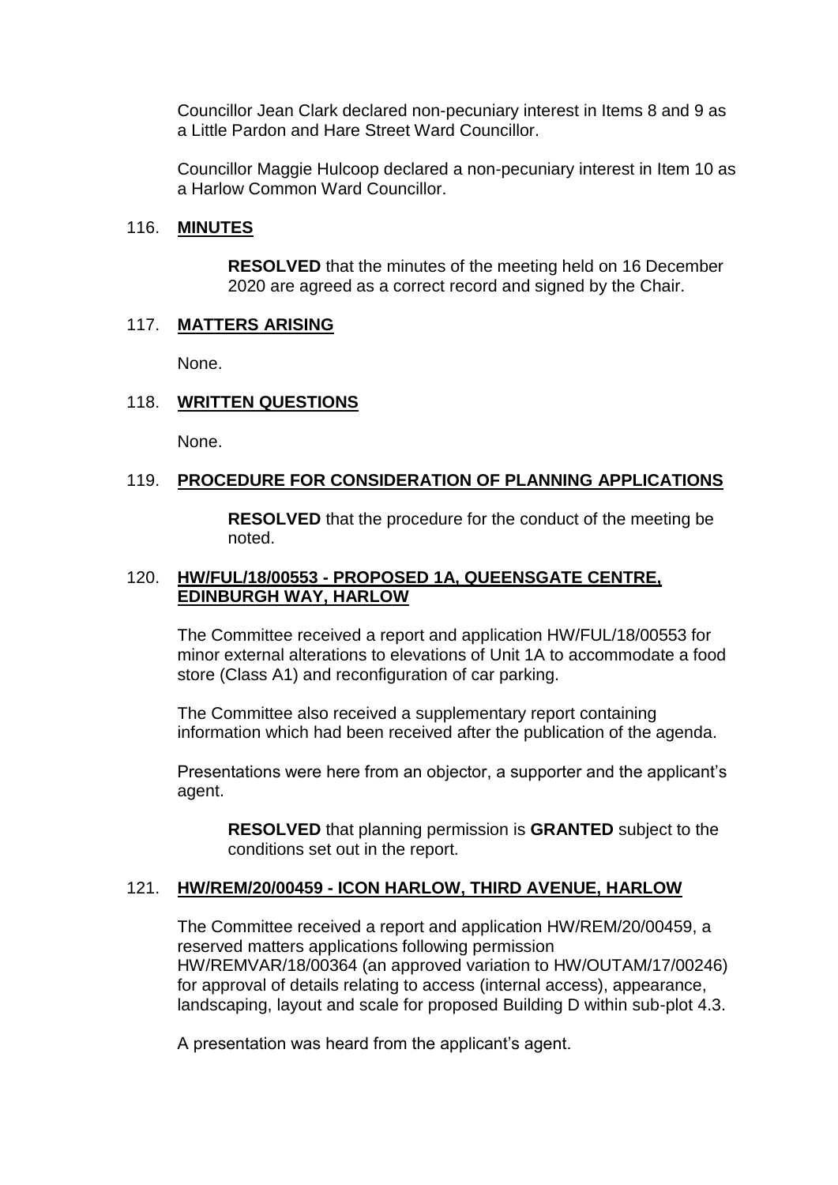Councillor Jean Clark declared non-pecuniary interest in Items 8 and 9 as a Little Pardon and Hare Street Ward Councillor.

Councillor Maggie Hulcoop declared a non-pecuniary interest in Item 10 as a Harlow Common Ward Councillor.

## 116. **MINUTES**

**RESOLVED** that the minutes of the meeting held on 16 December 2020 are agreed as a correct record and signed by the Chair.

## 117. **MATTERS ARISING**

None.

## 118. **WRITTEN QUESTIONS**

None.

## 119. **PROCEDURE FOR CONSIDERATION OF PLANNING APPLICATIONS**

**RESOLVED** that the procedure for the conduct of the meeting be noted.

## 120. **HW/FUL/18/00553 - PROPOSED 1A, QUEENSGATE CENTRE, EDINBURGH WAY, HARLOW**

The Committee received a report and application HW/FUL/18/00553 for minor external alterations to elevations of Unit 1A to accommodate a food store (Class A1) and reconfiguration of car parking.

The Committee also received a supplementary report containing information which had been received after the publication of the agenda.

Presentations were here from an objector, a supporter and the applicant's agent.

**RESOLVED** that planning permission is **GRANTED** subject to the conditions set out in the report.

## 121. **HW/REM/20/00459 - ICON HARLOW, THIRD AVENUE, HARLOW**

The Committee received a report and application HW/REM/20/00459, a reserved matters applications following permission HW/REMVAR/18/00364 (an approved variation to HW/OUTAM/17/00246) for approval of details relating to access (internal access), appearance, landscaping, layout and scale for proposed Building D within sub-plot 4.3.

A presentation was heard from the applicant's agent.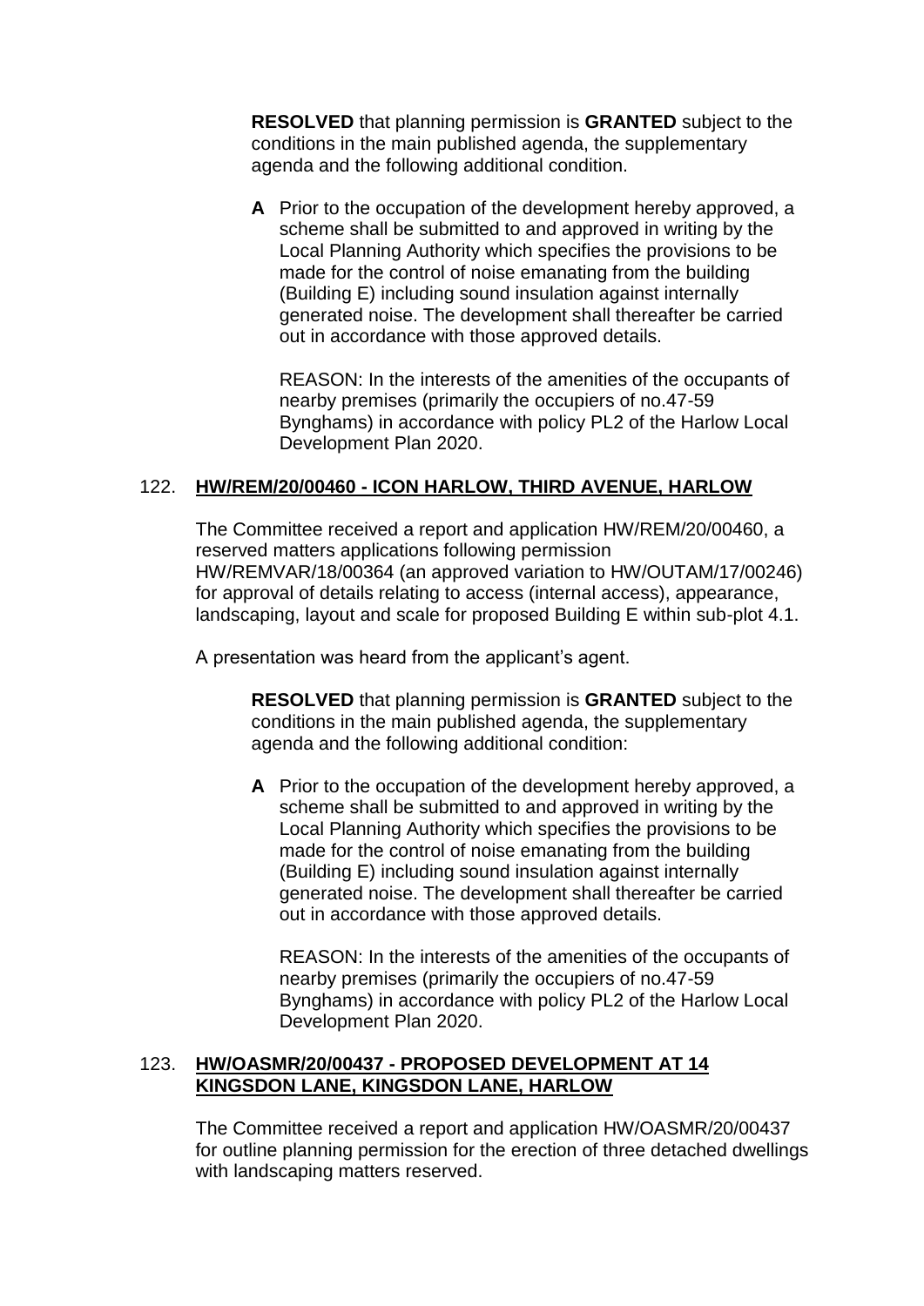**RESOLVED** that planning permission is **GRANTED** subject to the conditions in the main published agenda, the supplementary agenda and the following additional condition.

**A** Prior to the occupation of the development hereby approved, a scheme shall be submitted to and approved in writing by the Local Planning Authority which specifies the provisions to be made for the control of noise emanating from the building (Building E) including sound insulation against internally generated noise. The development shall thereafter be carried out in accordance with those approved details.

REASON: In the interests of the amenities of the occupants of nearby premises (primarily the occupiers of no.47-59 Bynghams) in accordance with policy PL2 of the Harlow Local Development Plan 2020.

## 122. HW/REM/20/00460 - ICON HARLOW, THIRD AVENUE, HARLOW

The Committee received a report and application HW/REM/20/00460, a reserved matters applications following permission HW/REMVAR/18/00364 (an approved variation to HW/OUTAM/17/00246) for approval of details relating to access (internal access), appearance, landscaping, layout and scale for proposed Building E within sub-plot 4.1.

A presentation was heard from the applicant's agent.

**RESOLVED** that planning permission is **GRANTED** subject to the conditions in the main published agenda, the supplementary agenda and the following additional condition:

**A** Prior to the occupation of the development hereby approved, a scheme shall be submitted to and approved in writing by the Local Planning Authority which specifies the provisions to be made for the control of noise emanating from the building (Building E) including sound insulation against internally generated noise. The development shall thereafter be carried out in accordance with those approved details.

REASON: In the interests of the amenities of the occupants of nearby premises (primarily the occupiers of no.47-59 Bynghams) in accordance with policy PL2 of the Harlow Local Development Plan 2020.

## 123. HW/OASMR/20/00437 - PROPOSED DEVELOPMENT AT 14 KINGSDON LANE, KINGSDON LANE, HARLOW

The Committee received a report and application HW/OASMR/20/00437 for outline planning permission for the erection of three detached dwellings with landscaping matters reserved.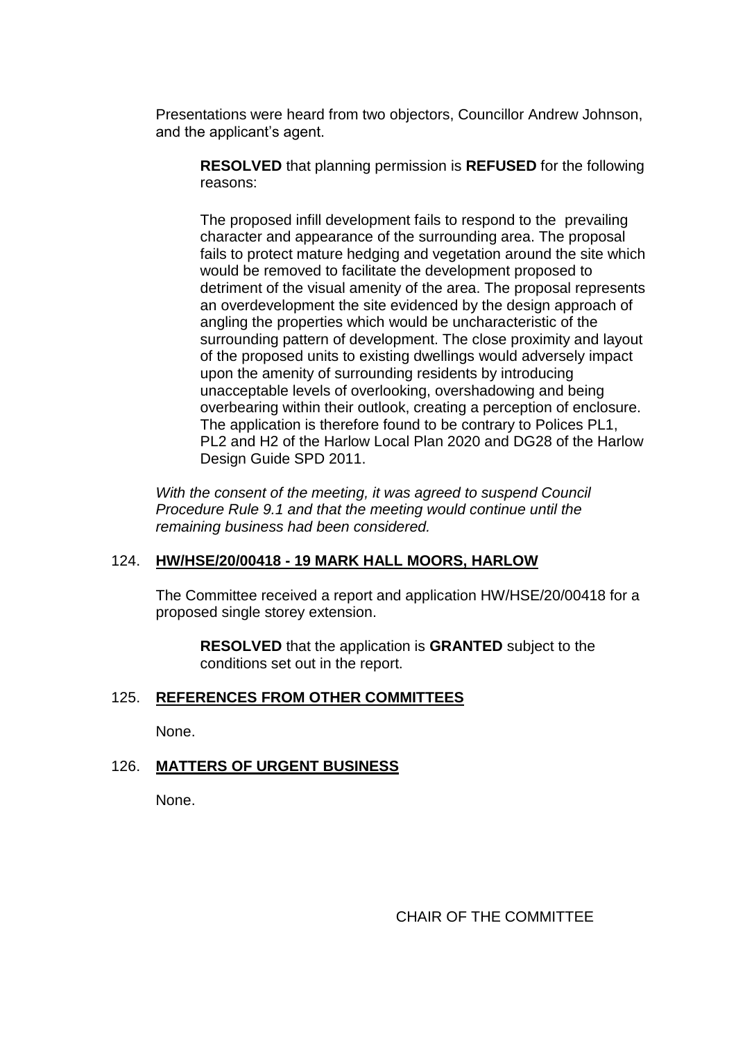Presentations were heard from two objectors, Councillor Andrew Johnson, and the applicant's agent.

> **RESOLVED** that planning permission is **REFUSED** for the following reasons:
>
> The proposed infill development fails to respond to the prevailing character and appearance of the surrounding area. The proposal fails to protect mature hedging and vegetation around the site which would be removed to facilitate the development proposed to detriment of the visual amenity of the area. The proposal represents an overdevelopment the site evidenced by the design approach of angling the properties which would be uncharacteristic of the surrounding pattern of development. The close proximity and layout of the proposed units to existing dwellings would adversely impact upon the amenity of surrounding residents by introducing unacceptable levels of overlooking, overshadowing and being overbearing within their outlook, creating a perception of enclosure. The application is therefore found to be contrary to Polices PL1, PL2 and H2 of the Harlow Local Plan 2020 and DG28 of the Harlow Design Guide SPD 2011.

*With the consent of the meeting, it was agreed to suspend Council Procedure Rule 9.1 and that the meeting would continue until the remaining business had been considered.*

## 124. HW/HSE/20/00418 - 19 MARK HALL MOORS, HARLOW

The Committee received a report and application HW/HSE/20/00418 for a proposed single storey extension.

> **RESOLVED** that the application is **GRANTED** subject to the conditions set out in the report.

## 125. REFERENCES FROM OTHER COMMITTEES

None.

## 126. MATTERS OF URGENT BUSINESS

None.

CHAIR OF THE COMMITTEE